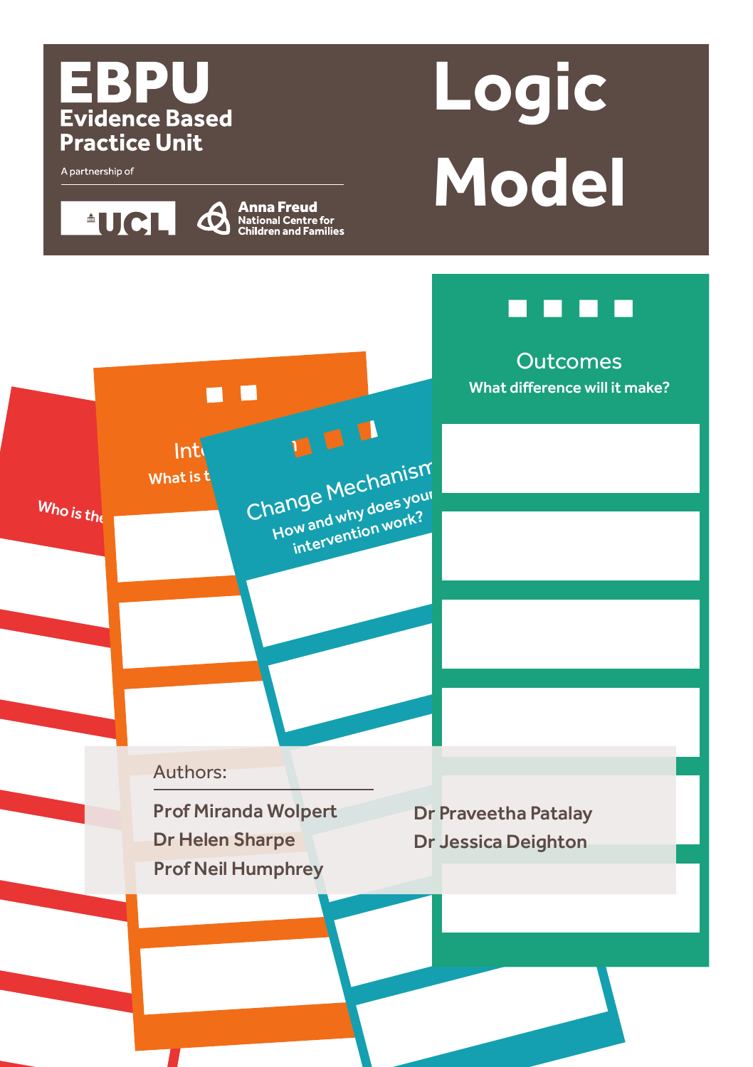# EBPU

**Evidence Based Practice Unit**

A partnership of

UCL

Anna Freud National Centre for Children and Families

# Logic Model

Who is the

Int
What is t

Change Mechanism
How and why does your intervention work?

Outcomes
What difference will it make?

Authors:

Prof Miranda Wolpert
Dr Helen Sharpe
Prof Neil Humphrey
Dr Praveetha Patalay
Dr Jessica Deighton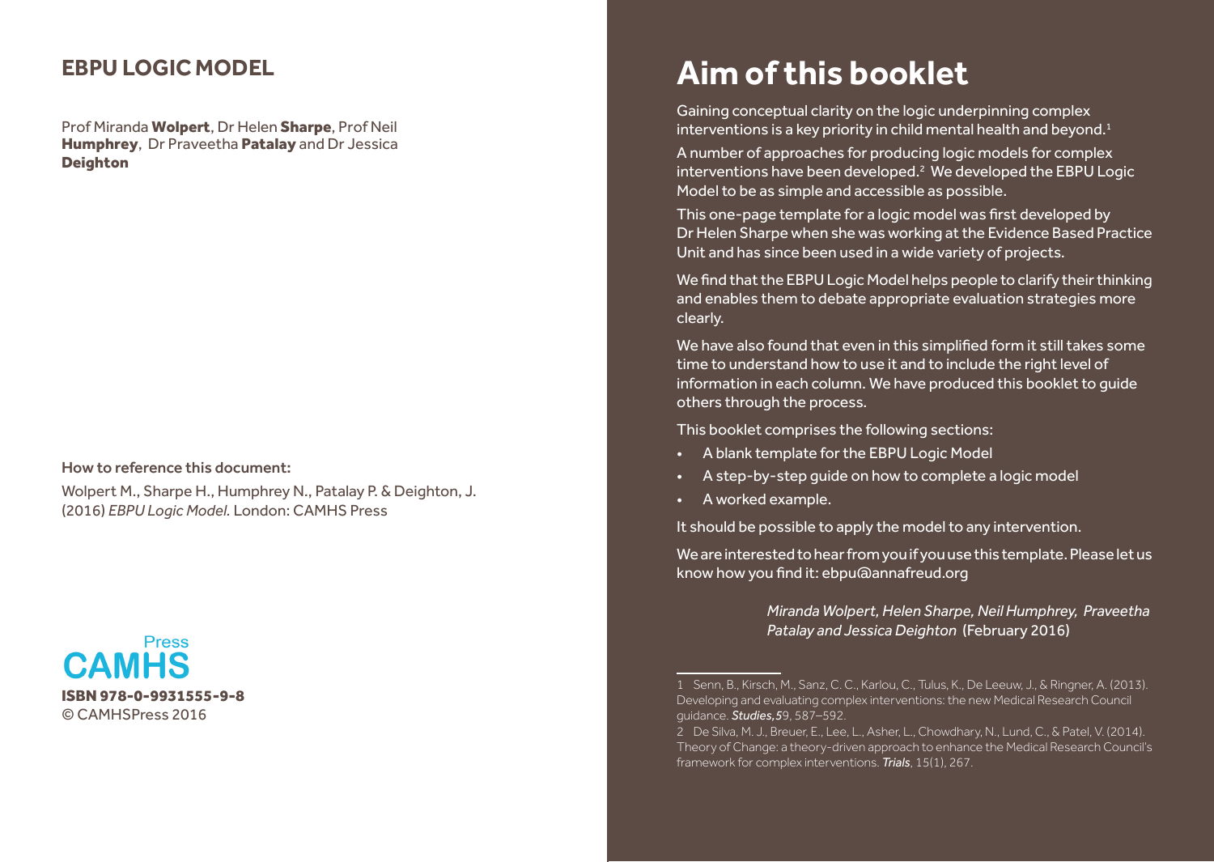## EBPU LOGIC MODEL

Prof Miranda **Wolpert**, Dr Helen **Sharpe**, Prof Neil **Humphrey**, Dr Praveetha **Patalay** and Dr Jessica **Deighton**

How to reference this document:

Wolpert M., Sharpe H., Humphrey N., Patalay P. & Deighton, J. (2016) *EBPU Logic Model.* London: CAMHS Press

CAMHS Press

**ISBN 978-0-9931555-9-8**
© CAMHSPress 2016

# Aim of this booklet

Gaining conceptual clarity on the logic underpinning complex interventions is a key priority in child mental health and beyond.[1]

A number of approaches for producing logic models for complex interventions have been developed.[2] We developed the EBPU Logic Model to be as simple and accessible as possible.

This one-page template for a logic model was first developed by Dr Helen Sharpe when she was working at the Evidence Based Practice Unit and has since been used in a wide variety of projects.

We find that the EBPU Logic Model helps people to clarify their thinking and enables them to debate appropriate evaluation strategies more clearly.

We have also found that even in this simplified form it still takes some time to understand how to use it and to include the right level of information in each column. We have produced this booklet to guide others through the process.

This booklet comprises the following sections:

- A blank template for the EBPU Logic Model
- A step-by-step guide on how to complete a logic model
- A worked example.

It should be possible to apply the model to any intervention.

We are interested to hear from you if you use this template. Please let us know how you find it: ebpu@annafreud.org

*Miranda Wolpert, Helen Sharpe, Neil Humphrey, Praveetha Patalay and Jessica Deighton* (February 2016)

---

1 Senn, B., Kirsch, M., Sanz, C. C., Karlou, C., Tulus, K., De Leeuw, J., & Ringner, A. (2013). Developing and evaluating complex interventions: the new Medical Research Council guidance. ***Studies,5***9, 587–592.

2 De Silva, M. J., Breuer, E., Lee, L., Asher, L., Chowdhary, N., Lund, C., & Patel, V. (2014). Theory of Change: a theory-driven approach to enhance the Medical Research Council's framework for complex interventions. ***Trials***, 15(1), 267.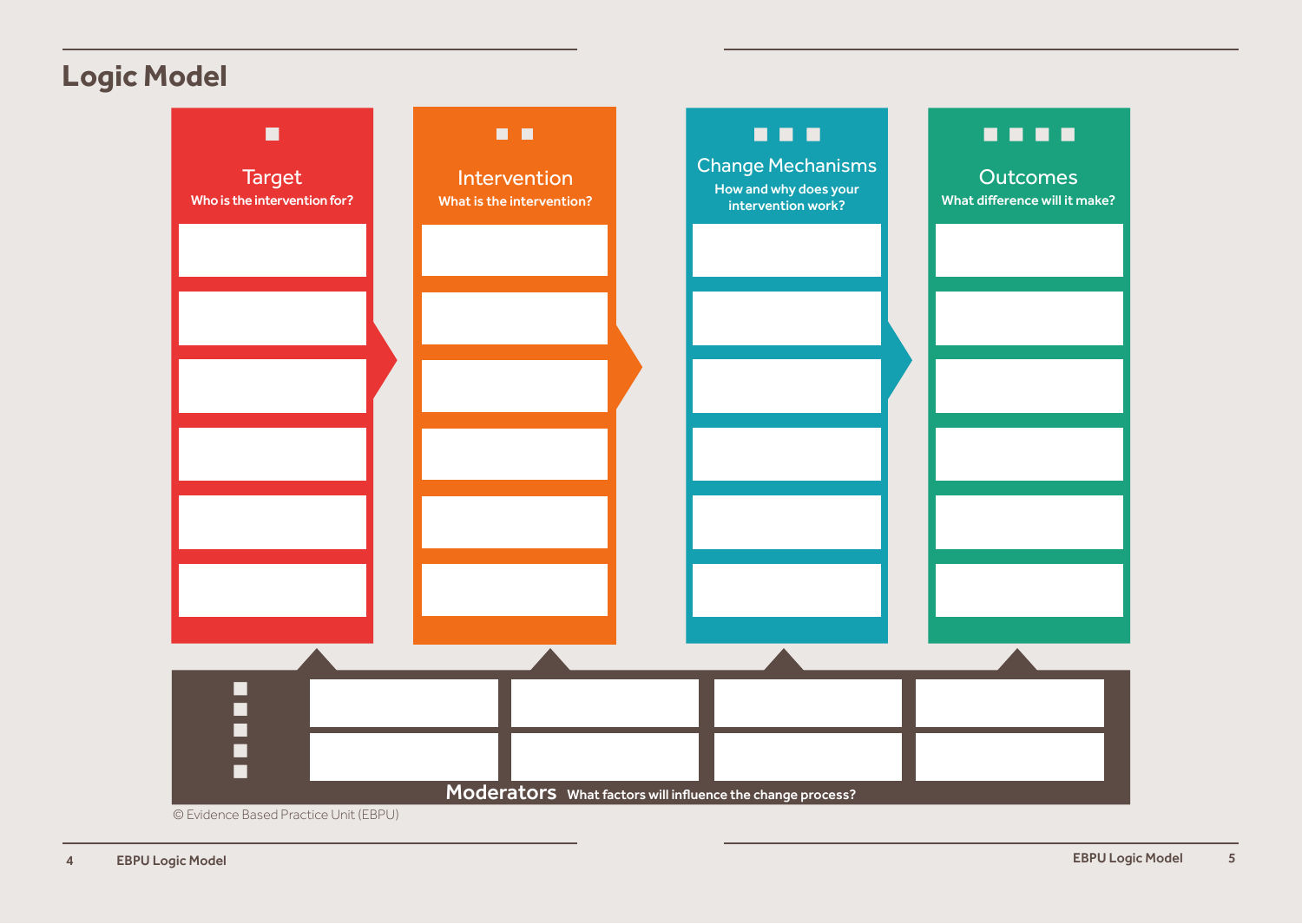# Logic Model

**Target**
Who is the intervention for?

**Intervention**
What is the intervention?

**Change Mechanisms**
How and why does your intervention work?

**Outcomes**
What difference will it make?

**Moderators** What factors will influence the change process?

© Evidence Based Practice Unit (EBPU)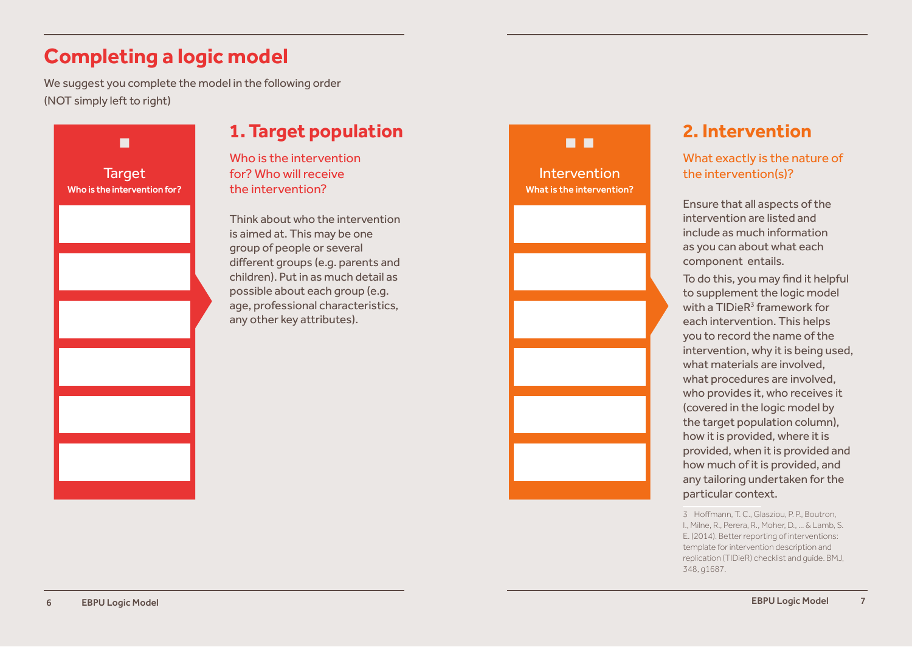# Completing a logic model

We suggest you complete the model in the following order (NOT simply left to right)

Target
Who is the intervention for?

## 1. Target population

Who is the intervention for? Who will receive the intervention?

Think about who the intervention is aimed at. This may be one group of people or several different groups (e.g. parents and children). Put in as much detail as possible about each group (e.g. age, professional characteristics, any other key attributes).

Intervention
What is the intervention?

## 2. Intervention

What exactly is the nature of the intervention(s)?

Ensure that all aspects of the intervention are listed and include as much information as you can about what each component entails.

To do this, you may find it helpful to supplement the logic model with a TIDieR[3] framework for each intervention. This helps you to record the name of the intervention, why it is being used, what materials are involved, what procedures are involved, who provides it, who receives it (covered in the logic model by the target population column), how it is provided, where it is provided, when it is provided and how much of it is provided, and any tailoring undertaken for the particular context.

3 Hoffmann, T. C., Glasziou, P. P., Boutron, I., Milne, R., Perera, R., Moher, D., ... & Lamb, S. E. (2014). Better reporting of interventions: template for intervention description and replication (TIDieR) checklist and guide. BMJ, 348, g1687.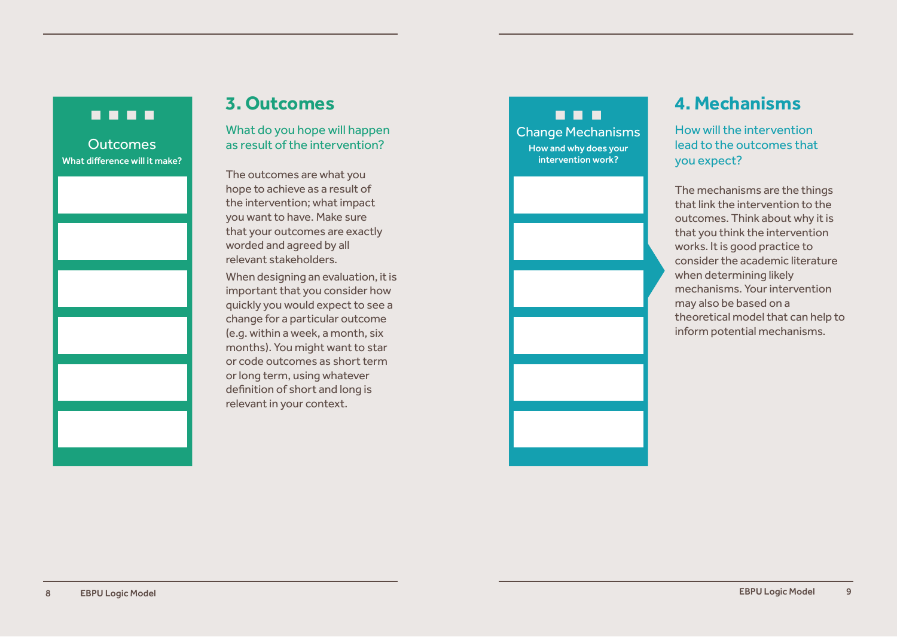Outcomes

What difference will it make?

## 3. Outcomes

What do you hope will happen as result of the intervention?

The outcomes are what you hope to achieve as a result of the intervention; what impact you want to have. Make sure that your outcomes are exactly worded and agreed by all relevant stakeholders.

When designing an evaluation, it is important that you consider how quickly you would expect to see a change for a particular outcome (e.g. within a week, a month, six months). You might want to star or code outcomes as short term or long term, using whatever definition of short and long is relevant in your context.

Change Mechanisms

How and why does your intervention work?

## 4. Mechanisms

How will the intervention lead to the outcomes that you expect?

The mechanisms are the things that link the intervention to the outcomes. Think about why it is that you think the intervention works. It is good practice to consider the academic literature when determining likely mechanisms. Your intervention may also be based on a theoretical model that can help to inform potential mechanisms.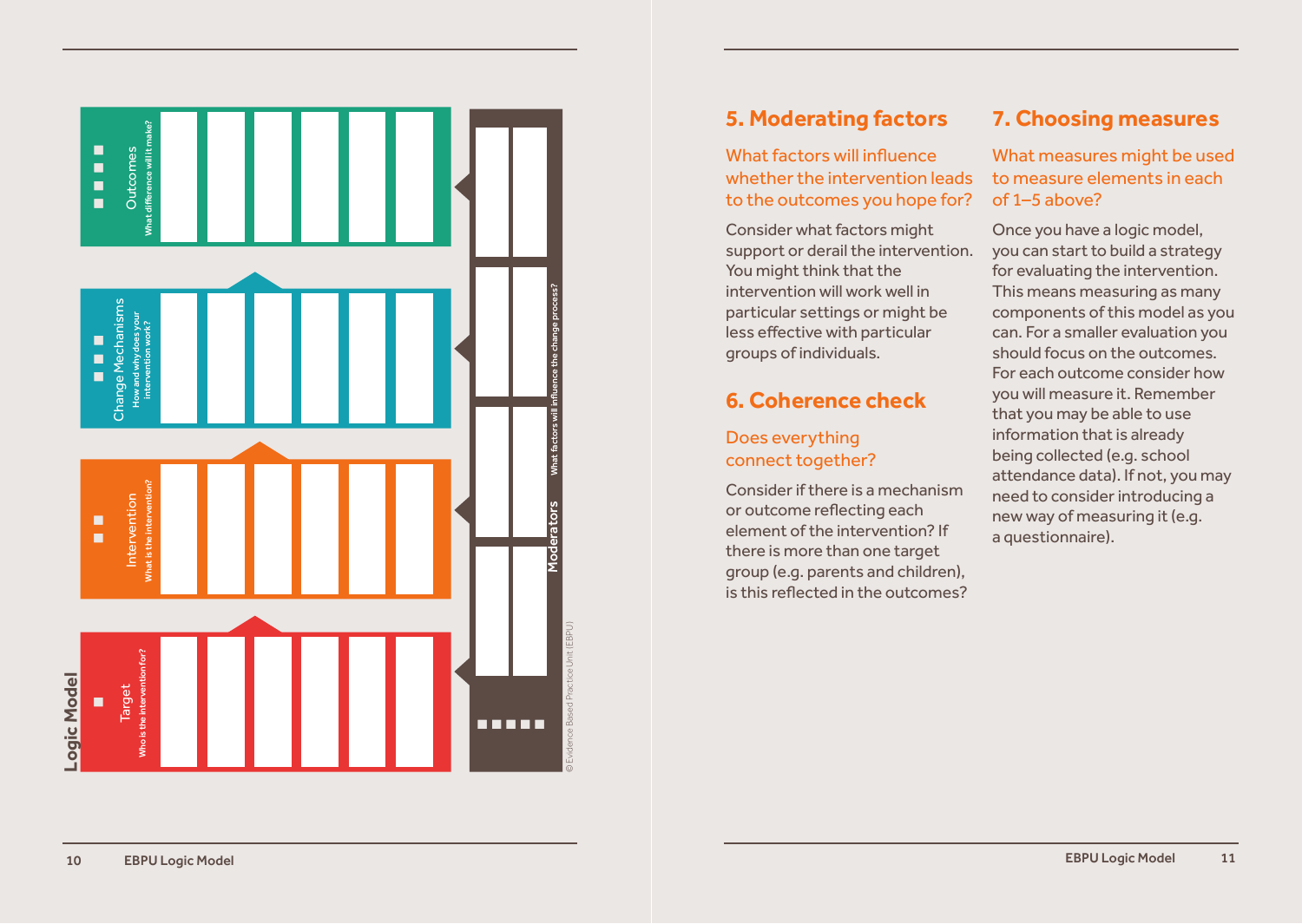## Logic Model

**Outcomes** — What difference will it make?

**Change Mechanisms** — How and why does your intervention work?

**Intervention** — What is the intervention?

**Target** — Who is the intervention for?

**Moderators** — What factors will influence the change process?

© Evidence Based Practice Unit (EBPU)

## 5. Moderating factors

What factors will influence whether the intervention leads to the outcomes you hope for?

Consider what factors might support or derail the intervention. You might think that the intervention will work well in particular settings or might be less effective with particular groups of individuals.

## 6. Coherence check

Does everything connect together?

Consider if there is a mechanism or outcome reflecting each element of the intervention? If there is more than one target group (e.g. parents and children), is this reflected in the outcomes?

## 7. Choosing measures

What measures might be used to measure elements in each of 1–5 above?

Once you have a logic model, you can start to build a strategy for evaluating the intervention. This means measuring as many components of this model as you can. For a smaller evaluation you should focus on the outcomes. For each outcome consider how you will measure it. Remember that you may be able to use information that is already being collected (e.g. school attendance data). If not, you may need to consider introducing a new way of measuring it (e.g. a questionnaire).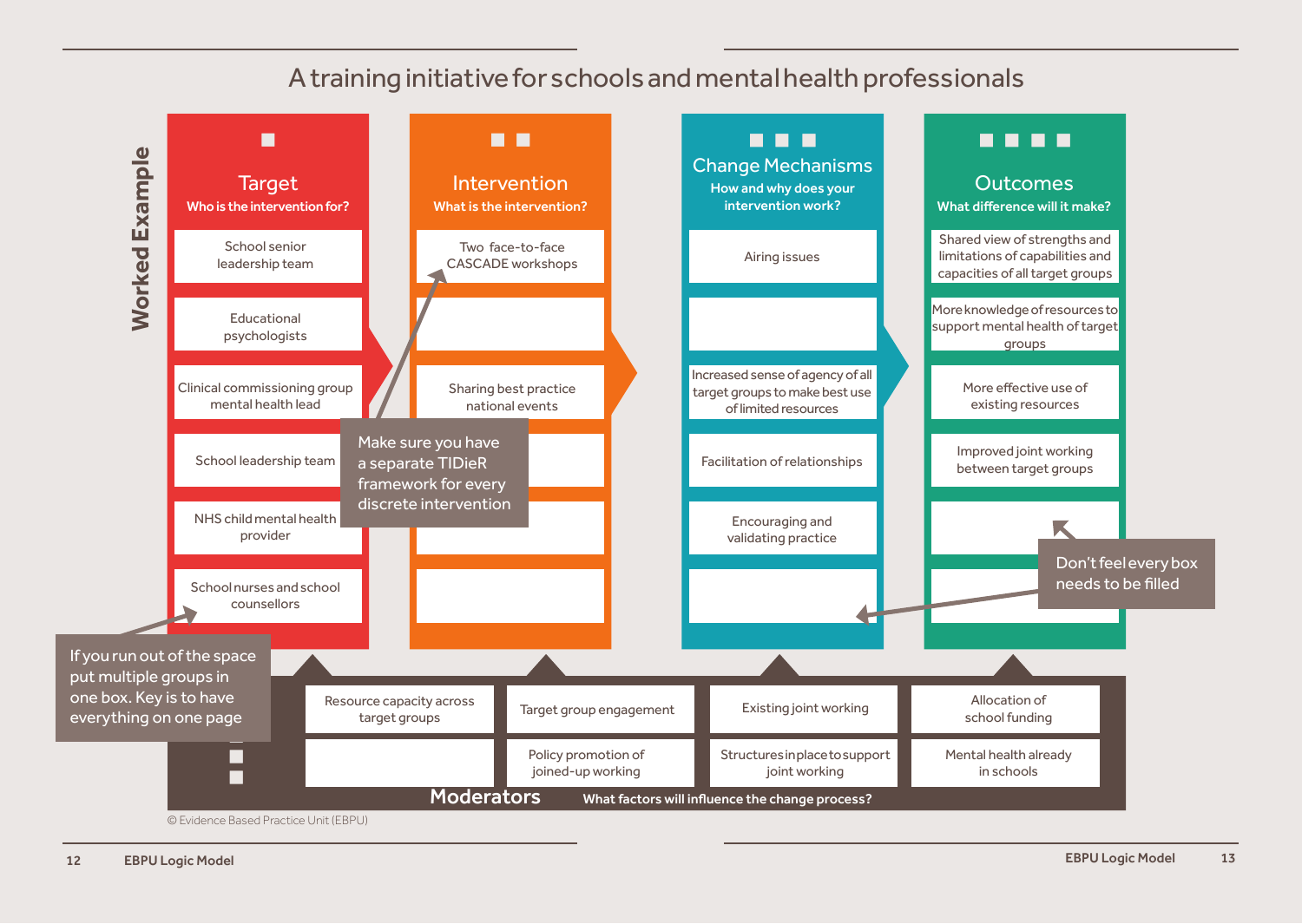# A training initiative for schools and mental health professionals

**Worked Example**

| Target<br>Who is the intervention for? | Intervention<br>What is the intervention? | Change Mechanisms<br>How and why does your intervention work? | Outcomes<br>What difference will it make? |
|---|---|---|---|
| School senior leadership team | Two face-to-face CASCADE workshops | Airing issues | Shared view of strengths and limitations of capabilities and capacities of all target groups |
| Educational psychologists | | | More knowledge of resources to support mental health of target groups |
| Clinical commissioning group mental health lead | Sharing best practice national events | Increased sense of agency of all target groups to make best use of limited resources | More effective use of existing resources |
| School leadership team | | Facilitation of relationships | Improved joint working between target groups |
| NHS child mental health provider | | Encouraging and validating practice | |
| School nurses and school counsellors | | | |

**Moderators** — What factors will influence the change process?

| | | | |
|---|---|---|---|
| Resource capacity across target groups | Target group engagement | Existing joint working | Allocation of school funding |
| | Policy promotion of joined-up working | Structures in place to support joint working | Mental health already in schools |

Make sure you have a separate TIDieR framework for every discrete intervention

If you run out of the space put multiple groups in one box. Key is to have everything on one page

Don't feel every box needs to be filled

© Evidence Based Practice Unit (EBPU)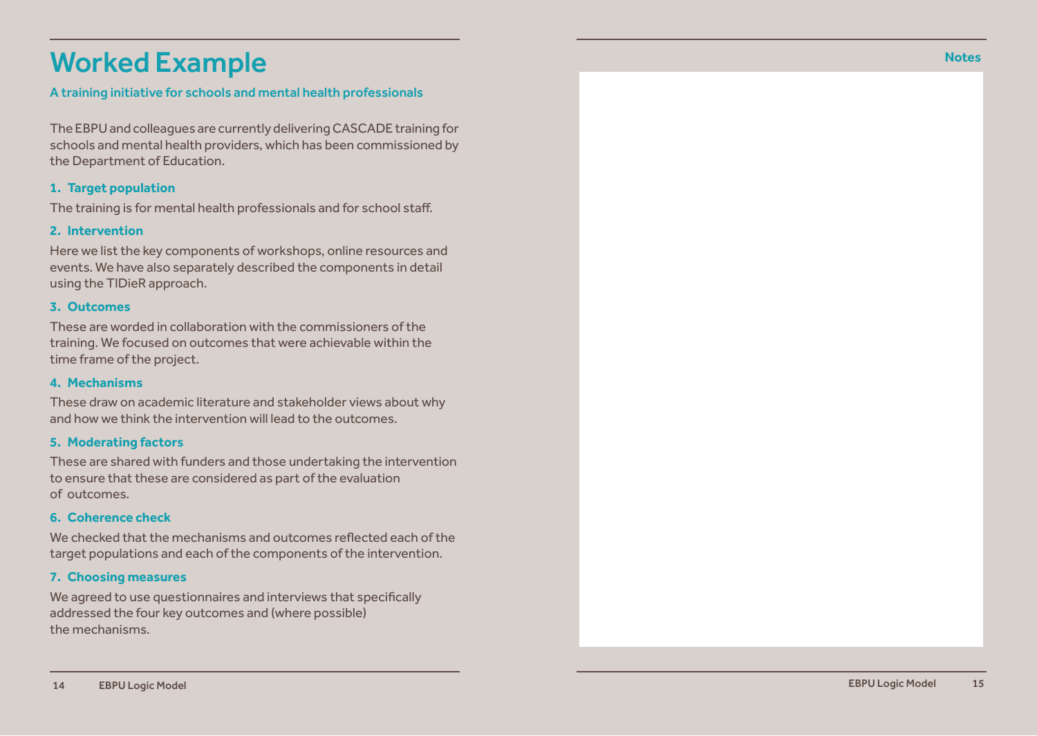# Worked Example

## A training initiative for schools and mental health professionals

The EBPU and colleagues are currently delivering CASCADE training for schools and mental health providers, which has been commissioned by the Department of Education.

### 1. Target population

The training is for mental health professionals and for school staff.

### 2. Intervention

Here we list the key components of workshops, online resources and events. We have also separately described the components in detail using the TIDieR approach.

### 3. Outcomes

These are worded in collaboration with the commissioners of the training. We focused on outcomes that were achievable within the time frame of the project.

### 4. Mechanisms

These draw on academic literature and stakeholder views about why and how we think the intervention will lead to the outcomes.

### 5. Moderating factors

These are shared with funders and those undertaking the intervention to ensure that these are considered as part of the evaluation of outcomes.

### 6. Coherence check

We checked that the mechanisms and outcomes reflected each of the target populations and each of the components of the intervention.

### 7. Choosing measures

We agreed to use questionnaires and interviews that specifically addressed the four key outcomes and (where possible) the mechanisms.

## Notes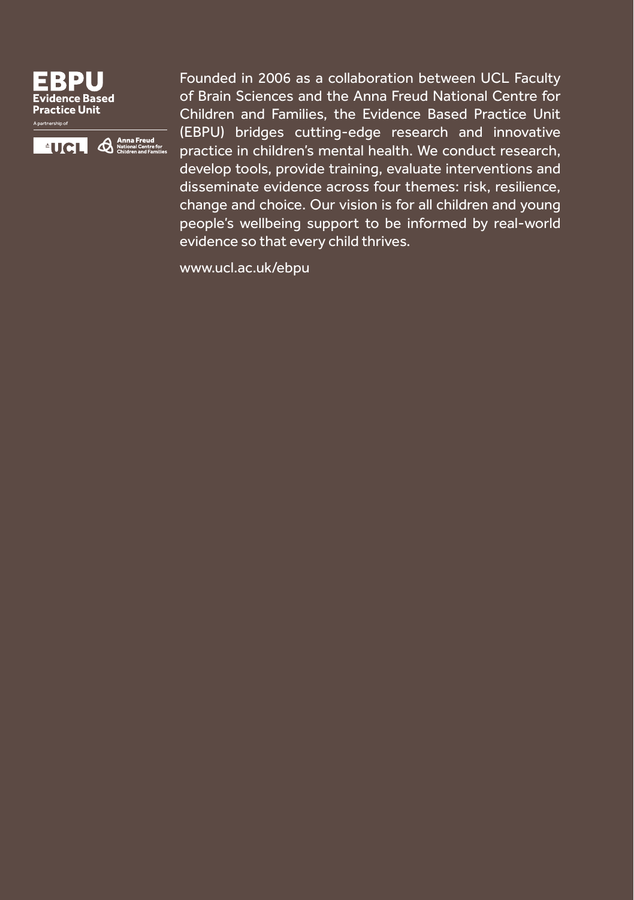**EBPU**
**Evidence Based Practice Unit**

A partnership of

UCL

Anna Freud National Centre for Children and Families

Founded in 2006 as a collaboration between UCL Faculty of Brain Sciences and the Anna Freud National Centre for Children and Families, the Evidence Based Practice Unit (EBPU) bridges cutting-edge research and innovative practice in children's mental health. We conduct research, develop tools, provide training, evaluate interventions and disseminate evidence across four themes: risk, resilience, change and choice. Our vision is for all children and young people's wellbeing support to be informed by real-world evidence so that every child thrives.

www.ucl.ac.uk/ebpu